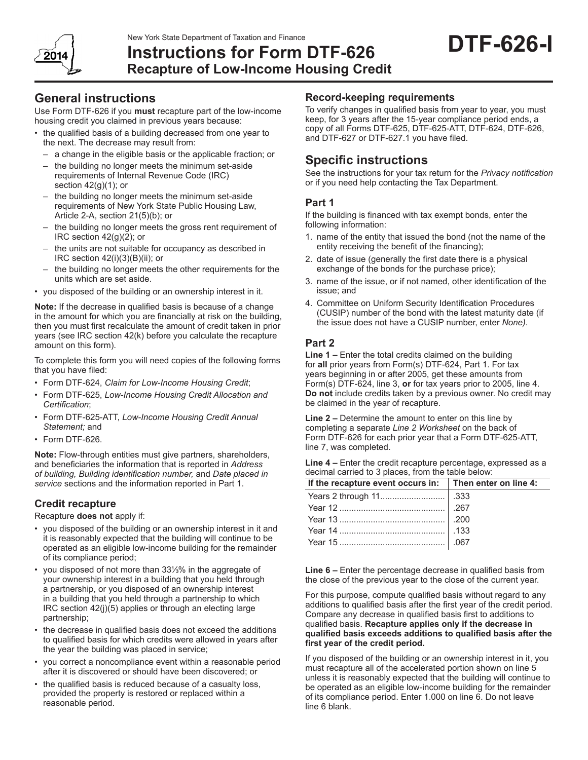New York State Department of Taxation and Finance

# Instructions for Form DTF-626 Recapture of Low-Income Housing Credit

**DTF-626-I**

2014

## General instructions

Use Form DTF-626 if you **must** recapture part of the low-income housing credit you claimed in previous years because:

- the qualified basis of a building decreased from one year to the next. The decrease may result from:
  - a change in the eligible basis or the applicable fraction; or
  - the building no longer meets the minimum set-aside requirements of Internal Revenue Code (IRC) section 42(g)(1); or
  - the building no longer meets the minimum set-aside requirements of New York State Public Housing Law, Article 2-A, section 21(5)(b); or
  - the building no longer meets the gross rent requirement of IRC section 42(g)(2); or
  - the units are not suitable for occupancy as described in IRC section 42(i)(3)(B)(ii); or
  - the building no longer meets the other requirements for the units which are set aside.
- you disposed of the building or an ownership interest in it.

**Note:** If the decrease in qualified basis is because of a change in the amount for which you are financially at risk on the building, then you must first recalculate the amount of credit taken in prior years (see IRC section 42(k) before you calculate the recapture amount on this form).

To complete this form you will need copies of the following forms that you have filed:

- Form DTF-624, *Claim for Low-Income Housing Credit*;
- Form DTF-625, *Low-Income Housing Credit Allocation and Certification*;
- Form DTF-625-ATT, *Low-Income Housing Credit Annual Statement;* and
- Form DTF-626.

**Note:** Flow-through entities must give partners, shareholders, and beneficiaries the information that is reported in *Address of building, Building identification number,* and *Date placed in service* sections and the information reported in Part 1.

### Credit recapture

Recapture **does not** apply if:

- you disposed of the building or an ownership interest in it and it is reasonably expected that the building will continue to be operated as an eligible low-income building for the remainder of its compliance period;
- you disposed of not more than 33⅓% in the aggregate of your ownership interest in a building that you held through a partnership, or you disposed of an ownership interest in a building that you held through a partnership to which IRC section 42(j)(5) applies or through an electing large partnership;
- the decrease in qualified basis does not exceed the additions to qualified basis for which credits were allowed in years after the year the building was placed in service;
- you correct a noncompliance event within a reasonable period after it is discovered or should have been discovered; or
- the qualified basis is reduced because of a casualty loss, provided the property is restored or replaced within a reasonable period.

### Record-keeping requirements

To verify changes in qualified basis from year to year, you must keep, for 3 years after the 15-year compliance period ends, a copy of all Forms DTF-625, DTF-625-ATT, DTF-624, DTF-626, and DTF-627 or DTF-627.1 you have filed.

## Specific instructions

See the instructions for your tax return for the *Privacy notification* or if you need help contacting the Tax Department.

### Part 1

If the building is financed with tax exempt bonds, enter the following information:

1. name of the entity that issued the bond (not the name of the entity receiving the benefit of the financing);
2. date of issue (generally the first date there is a physical exchange of the bonds for the purchase price);
3. name of the issue, or if not named, other identification of the issue; and
4. Committee on Uniform Security Identification Procedures (CUSIP) number of the bond with the latest maturity date (if the issue does not have a CUSIP number, enter *None)*.

### Part 2

**Line 1 –** Enter the total credits claimed on the building for **all** prior years from Form(s) DTF-624, Part 1. For tax years beginning in or after 2005, get these amounts from Form(s) DTF-624, line 3, **or** for tax years prior to 2005, line 4. **Do not** include credits taken by a previous owner. No credit may be claimed in the year of recapture.

**Line 2 –** Determine the amount to enter on this line by completing a separate *Line 2 Worksheet* on the back of Form DTF-626 for each prior year that a Form DTF-625-ATT, line 7, was completed.

**Line 4 –** Enter the credit recapture percentage, expressed as a decimal carried to 3 places, from the table below:

| If the recapture event occurs in: | Then enter on line 4: |
|---|---|
| Years 2 through 11 | .333 |
| Year 12 | .267 |
| Year 13 | .200 |
| Year 14 | .133 |
| Year 15 | .067 |

**Line 6 –** Enter the percentage decrease in qualified basis from the close of the previous year to the close of the current year.

For this purpose, compute qualified basis without regard to any additions to qualified basis after the first year of the credit period. Compare any decrease in qualified basis first to additions to qualified basis. **Recapture applies only if the decrease in qualified basis exceeds additions to qualified basis after the first year of the credit period.**

If you disposed of the building or an ownership interest in it, you must recapture all of the accelerated portion shown on line 5 unless it is reasonably expected that the building will continue to be operated as an eligible low-income building for the remainder of its compliance period. Enter 1.000 on line 6. Do not leave line 6 blank.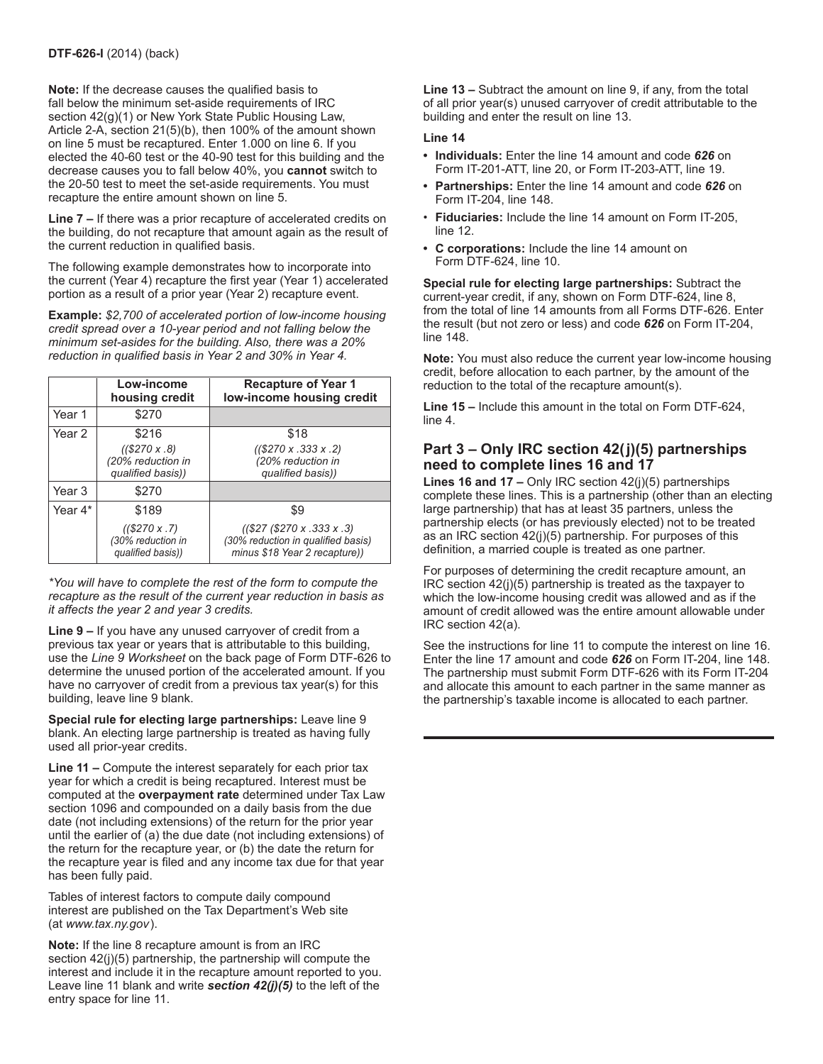**Note:** If the decrease causes the qualified basis to fall below the minimum set-aside requirements of IRC section 42(g)(1) or New York State Public Housing Law, Article 2-A, section 21(5)(b), then 100% of the amount shown on line 5 must be recaptured. Enter 1.000 on line 6. If you elected the 40-60 test or the 40-90 test for this building and the decrease causes you to fall below 40%, you **cannot** switch to the 20-50 test to meet the set-aside requirements. You must recapture the entire amount shown on line 5.

**Line 7 –** If there was a prior recapture of accelerated credits on the building, do not recapture that amount again as the result of the current reduction in qualified basis.

The following example demonstrates how to incorporate into the current (Year 4) recapture the first year (Year 1) accelerated portion as a result of a prior year (Year 2) recapture event.

**Example:** *$2,700 of accelerated portion of low-income housing credit spread over a 10-year period and not falling below the minimum set-asides for the building. Also, there was a 20% reduction in qualified basis in Year 2 and 30% in Year 4.*

| | Low-income housing credit | Recapture of Year 1 low-income housing credit |
|---|---|---|
| Year 1 | $270 | |
| Year 2 | $216 *(($270 x .8) (20% reduction in qualified basis))* | $18 *(($270 x .333 x .2) (20% reduction in qualified basis))* |
| Year 3 | $270 | |
| Year 4* | $189 *(($270 x .7) (30% reduction in qualified basis))* | $9 *(($27 ($270 x .333 x .3) (30% reduction in qualified basis) minus $18 Year 2 recapture))* |

*\*You will have to complete the rest of the form to compute the recapture as the result of the current year reduction in basis as it affects the year 2 and year 3 credits.*

**Line 9 –** If you have any unused carryover of credit from a previous tax year or years that is attributable to this building, use the *Line 9 Worksheet* on the back page of Form DTF-626 to determine the unused portion of the accelerated amount. If you have no carryover of credit from a previous tax year(s) for this building, leave line 9 blank.

**Special rule for electing large partnerships:** Leave line 9 blank. An electing large partnership is treated as having fully used all prior-year credits.

**Line 11 –** Compute the interest separately for each prior tax year for which a credit is being recaptured. Interest must be computed at the **overpayment rate** determined under Tax Law section 1096 and compounded on a daily basis from the due date (not including extensions) of the return for the prior year until the earlier of (a) the due date (not including extensions) of the return for the recapture year, or (b) the date the return for the recapture year is filed and any income tax due for that year has been fully paid.

Tables of interest factors to compute daily compound interest are published on the Tax Department's Web site (at *www.tax.ny.gov*).

**Note:** If the line 8 recapture amount is from an IRC section 42(j)(5) partnership, the partnership will compute the interest and include it in the recapture amount reported to you. Leave line 11 blank and write ***section 42(j)(5)*** to the left of the entry space for line 11.

**Line 13 –** Subtract the amount on line 9, if any, from the total of all prior year(s) unused carryover of credit attributable to the building and enter the result on line 13.

**Line 14**

- **Individuals:** Enter the line 14 amount and code ***626*** on Form IT-201-ATT, line 20, or Form IT-203-ATT, line 19.
- **Partnerships:** Enter the line 14 amount and code ***626*** on Form IT-204, line 148.
- **Fiduciaries:** Include the line 14 amount on Form IT-205, line 12.
- **C corporations:** Include the line 14 amount on Form DTF-624, line 10.

**Special rule for electing large partnerships:** Subtract the current-year credit, if any, shown on Form DTF-624, line 8, from the total of line 14 amounts from all Forms DTF-626. Enter the result (but not zero or less) and code ***626*** on Form IT-204, line 148.

**Note:** You must also reduce the current year low-income housing credit, before allocation to each partner, by the amount of the reduction to the total of the recapture amount(s).

**Line 15 –** Include this amount in the total on Form DTF-624, line 4.

## Part 3 – Only IRC section 42(j)(5) partnerships need to complete lines 16 and 17

**Lines 16 and 17 –** Only IRC section 42(j)(5) partnerships complete these lines. This is a partnership (other than an electing large partnership) that has at least 35 partners, unless the partnership elects (or has previously elected) not to be treated as an IRC section 42(j)(5) partnership. For purposes of this definition, a married couple is treated as one partner.

For purposes of determining the credit recapture amount, an IRC section 42(j)(5) partnership is treated as the taxpayer to which the low-income housing credit was allowed and as if the amount of credit allowed was the entire amount allowable under IRC section 42(a).

See the instructions for line 11 to compute the interest on line 16. Enter the line 17 amount and code ***626*** on Form IT-204, line 148. The partnership must submit Form DTF-626 with its Form IT-204 and allocate this amount to each partner in the same manner as the partnership's taxable income is allocated to each partner.